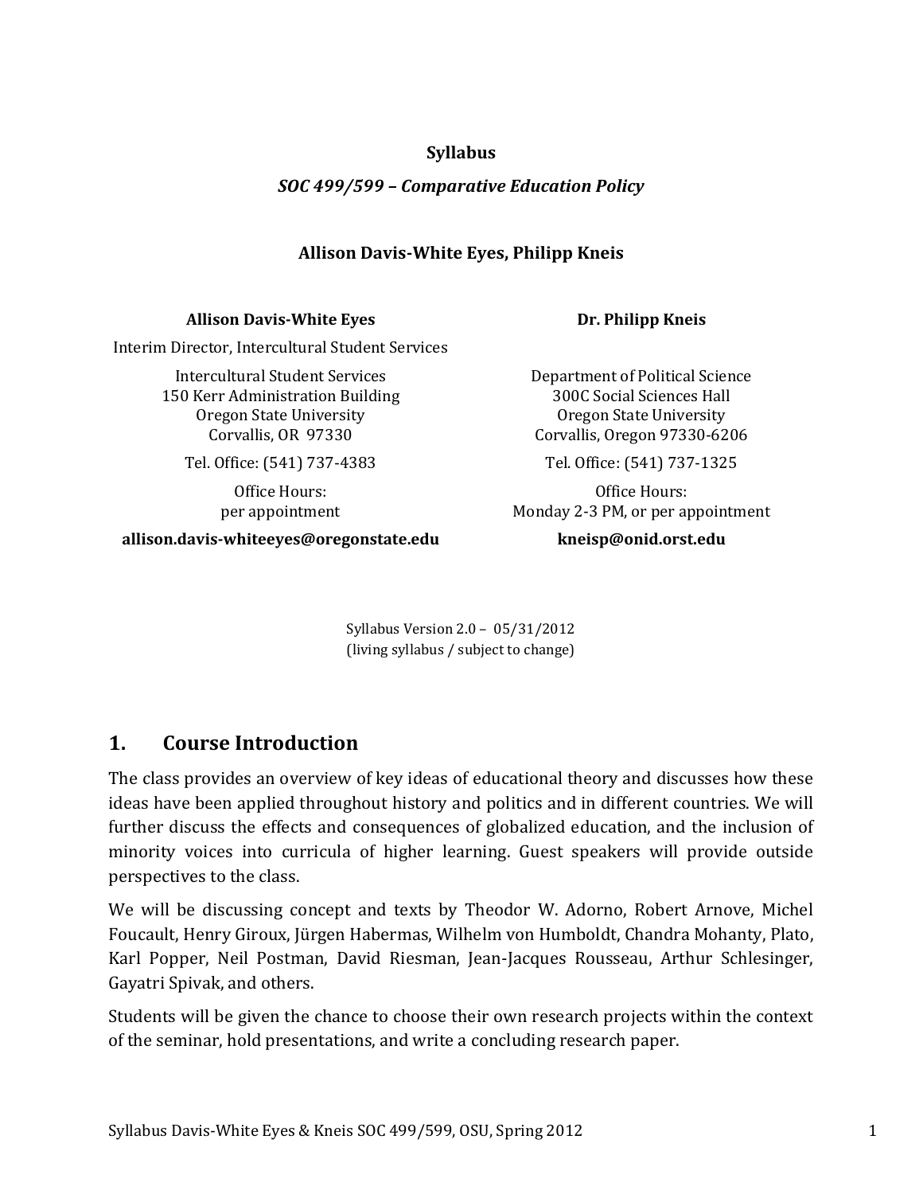**Syllabus**

***SOC 499/599 – Comparative Education Policy***

**Allison Davis-White Eyes, Philipp Kneis**

**Allison Davis-White Eyes**

Interim Director, Intercultural Student Services

Intercultural Student Services
150 Kerr Administration Building
Oregon State University
Corvallis, OR 97330

Tel. Office: (541) 737-4383

Office Hours:
per appointment

**allison.davis-whiteeyes@oregonstate.edu**

**Dr. Philipp Kneis**

Department of Political Science
300C Social Sciences Hall
Oregon State University
Corvallis, Oregon 97330-6206

Tel. Office: (541) 737-1325

Office Hours:
Monday 2-3 PM, or per appointment

**kneisp@onid.orst.edu**

Syllabus Version 2.0 – 05/31/2012
(living syllabus / subject to change)

## 1. Course Introduction

The class provides an overview of key ideas of educational theory and discusses how these ideas have been applied throughout history and politics and in different countries. We will further discuss the effects and consequences of globalized education, and the inclusion of minority voices into curricula of higher learning. Guest speakers will provide outside perspectives to the class.

We will be discussing concept and texts by Theodor W. Adorno, Robert Arnove, Michel Foucault, Henry Giroux, Jürgen Habermas, Wilhelm von Humboldt, Chandra Mohanty, Plato, Karl Popper, Neil Postman, David Riesman, Jean-Jacques Rousseau, Arthur Schlesinger, Gayatri Spivak, and others.

Students will be given the chance to choose their own research projects within the context of the seminar, hold presentations, and write a concluding research paper.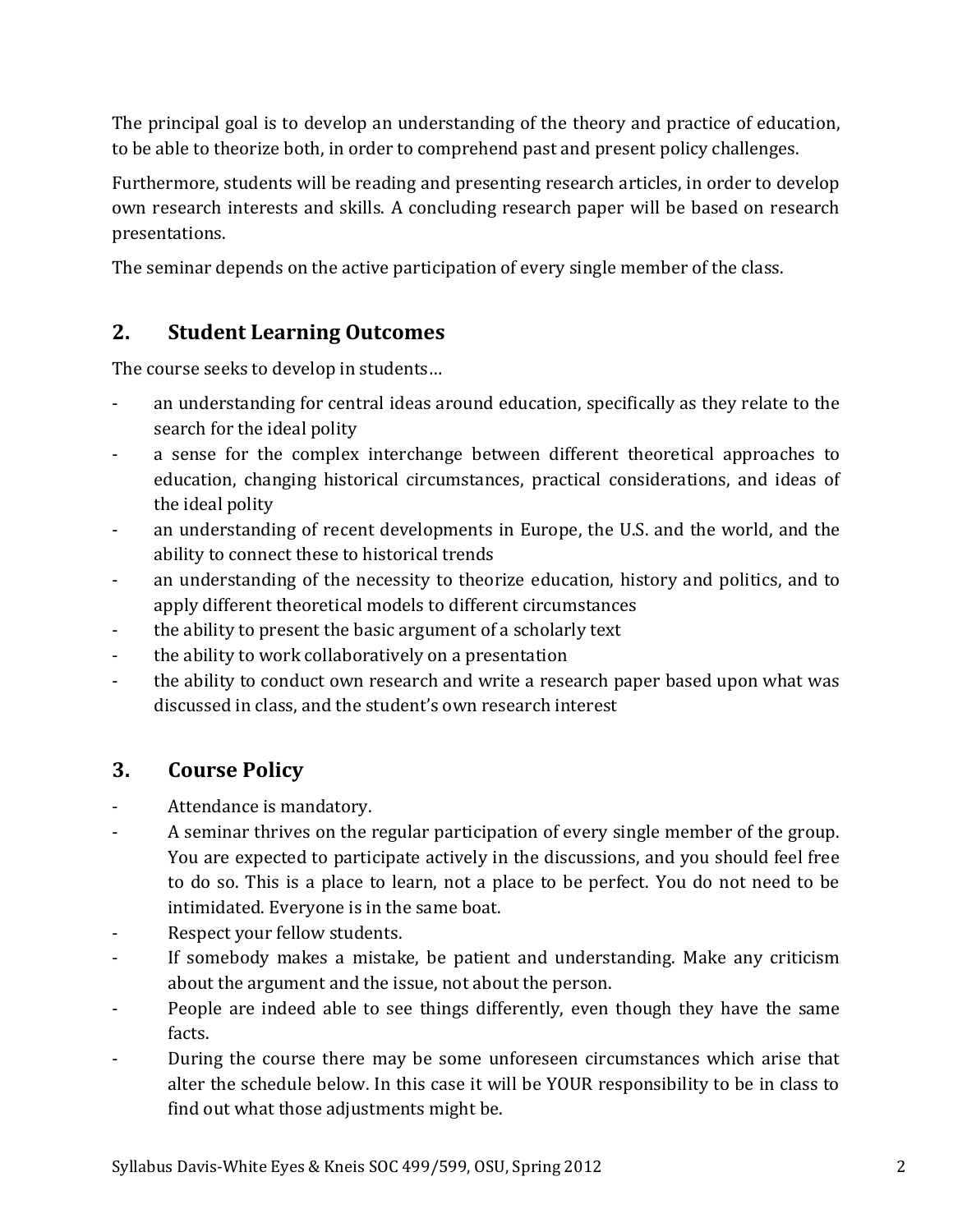The principal goal is to develop an understanding of the theory and practice of education, to be able to theorize both, in order to comprehend past and present policy challenges.

Furthermore, students will be reading and presenting research articles, in order to develop own research interests and skills. A concluding research paper will be based on research presentations.

The seminar depends on the active participation of every single member of the class.

## 2. Student Learning Outcomes

The course seeks to develop in students…

- an understanding for central ideas around education, specifically as they relate to the search for the ideal polity
- a sense for the complex interchange between different theoretical approaches to education, changing historical circumstances, practical considerations, and ideas of the ideal polity
- an understanding of recent developments in Europe, the U.S. and the world, and the ability to connect these to historical trends
- an understanding of the necessity to theorize education, history and politics, and to apply different theoretical models to different circumstances
- the ability to present the basic argument of a scholarly text
- the ability to work collaboratively on a presentation
- the ability to conduct own research and write a research paper based upon what was discussed in class, and the student's own research interest

## 3. Course Policy

- Attendance is mandatory.
- A seminar thrives on the regular participation of every single member of the group. You are expected to participate actively in the discussions, and you should feel free to do so. This is a place to learn, not a place to be perfect. You do not need to be intimidated. Everyone is in the same boat.
- Respect your fellow students.
- If somebody makes a mistake, be patient and understanding. Make any criticism about the argument and the issue, not about the person.
- People are indeed able to see things differently, even though they have the same facts.
- During the course there may be some unforeseen circumstances which arise that alter the schedule below. In this case it will be YOUR responsibility to be in class to find out what those adjustments might be.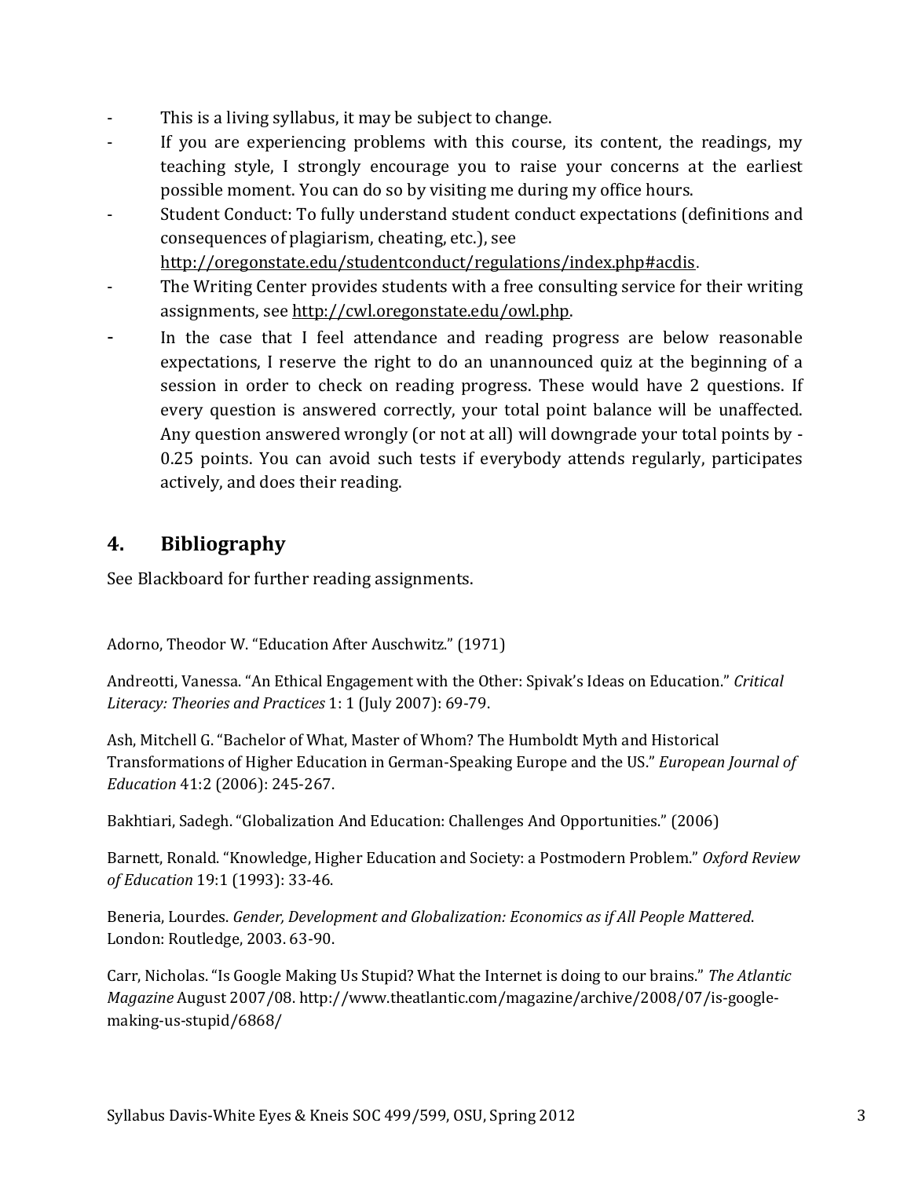- This is a living syllabus, it may be subject to change.
- If you are experiencing problems with this course, its content, the readings, my teaching style, I strongly encourage you to raise your concerns at the earliest possible moment. You can do so by visiting me during my office hours.
- Student Conduct: To fully understand student conduct expectations (definitions and consequences of plagiarism, cheating, etc.), see http://oregonstate.edu/studentconduct/regulations/index.php#acdis.
- The Writing Center provides students with a free consulting service for their writing assignments, see http://cwl.oregonstate.edu/owl.php.
- In the case that I feel attendance and reading progress are below reasonable expectations, I reserve the right to do an unannounced quiz at the beginning of a session in order to check on reading progress. These would have 2 questions. If every question is answered correctly, your total point balance will be unaffected. Any question answered wrongly (or not at all) will downgrade your total points by -0.25 points. You can avoid such tests if everybody attends regularly, participates actively, and does their reading.

## 4. Bibliography

See Blackboard for further reading assignments.

Adorno, Theodor W. "Education After Auschwitz." (1971)

Andreotti, Vanessa. "An Ethical Engagement with the Other: Spivak's Ideas on Education." *Critical Literacy: Theories and Practices* 1: 1 (July 2007): 69-79.

Ash, Mitchell G. "Bachelor of What, Master of Whom? The Humboldt Myth and Historical Transformations of Higher Education in German-Speaking Europe and the US." *European Journal of Education* 41:2 (2006): 245-267.

Bakhtiari, Sadegh. "Globalization And Education: Challenges And Opportunities." (2006)

Barnett, Ronald. "Knowledge, Higher Education and Society: a Postmodern Problem." *Oxford Review of Education* 19:1 (1993): 33-46.

Beneria, Lourdes. *Gender, Development and Globalization: Economics as if All People Mattered*. London: Routledge, 2003. 63-90.

Carr, Nicholas. "Is Google Making Us Stupid? What the Internet is doing to our brains." *The Atlantic Magazine* August 2007/08. http://www.theatlantic.com/magazine/archive/2008/07/is-google-making-us-stupid/6868/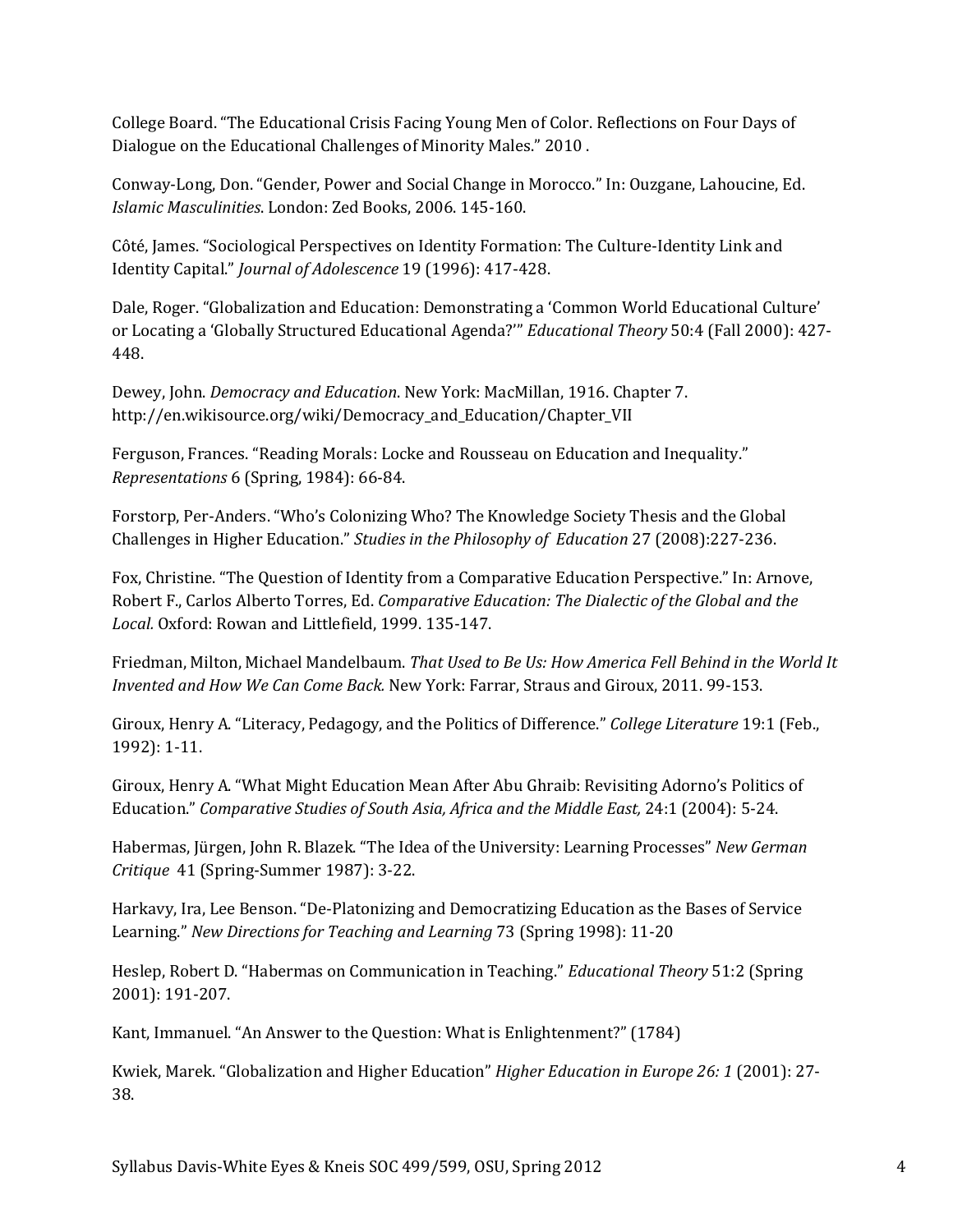College Board. “The Educational Crisis Facing Young Men of Color. Reflections on Four Days of Dialogue on the Educational Challenges of Minority Males.” 2010 .

Conway-Long, Don. “Gender, Power and Social Change in Morocco.” In: Ouzgane, Lahoucine, Ed. *Islamic Masculinities*. London: Zed Books, 2006. 145-160.

Côté, James. “Sociological Perspectives on Identity Formation: The Culture-Identity Link and Identity Capital.” *Journal of Adolescence* 19 (1996): 417-428.

Dale, Roger. “Globalization and Education: Demonstrating a ‘Common World Educational Culture’ or Locating a ‘Globally Structured Educational Agenda?’” *Educational Theory* 50:4 (Fall 2000): 427-448.

Dewey, John. *Democracy and Education*. New York: MacMillan, 1916. Chapter 7. http://en.wikisource.org/wiki/Democracy_and_Education/Chapter_VII

Ferguson, Frances. “Reading Morals: Locke and Rousseau on Education and Inequality.” *Representations* 6 (Spring, 1984): 66-84.

Forstorp, Per-Anders. “Who’s Colonizing Who? The Knowledge Society Thesis and the Global Challenges in Higher Education.” *Studies in the Philosophy of Education* 27 (2008):227-236.

Fox, Christine. “The Question of Identity from a Comparative Education Perspective.” In: Arnove, Robert F., Carlos Alberto Torres, Ed. *Comparative Education: The Dialectic of the Global and the Local.* Oxford: Rowan and Littlefield, 1999. 135-147.

Friedman, Milton, Michael Mandelbaum. *That Used to Be Us: How America Fell Behind in the World It Invented and How We Can Come Back.* New York: Farrar, Straus and Giroux, 2011. 99-153.

Giroux, Henry A. “Literacy, Pedagogy, and the Politics of Difference.” *College Literature* 19:1 (Feb., 1992): 1-11.

Giroux, Henry A. “What Might Education Mean After Abu Ghraib: Revisiting Adorno’s Politics of Education.” *Comparative Studies of South Asia, Africa and the Middle East,* 24:1 (2004): 5-24.

Habermas, Jürgen, John R. Blazek. “The Idea of the University: Learning Processes” *New German Critique* 41 (Spring-Summer 1987): 3-22.

Harkavy, Ira, Lee Benson. “De-Platonizing and Democratizing Education as the Bases of Service Learning.” *New Directions for Teaching and Learning* 73 (Spring 1998): 11-20

Heslep, Robert D. “Habermas on Communication in Teaching.” *Educational Theory* 51:2 (Spring 2001): 191-207.

Kant, Immanuel. “An Answer to the Question: What is Enlightenment?” (1784)

Kwiek, Marek. “Globalization and Higher Education” *Higher Education in Europe 26: 1* (2001): 27-38.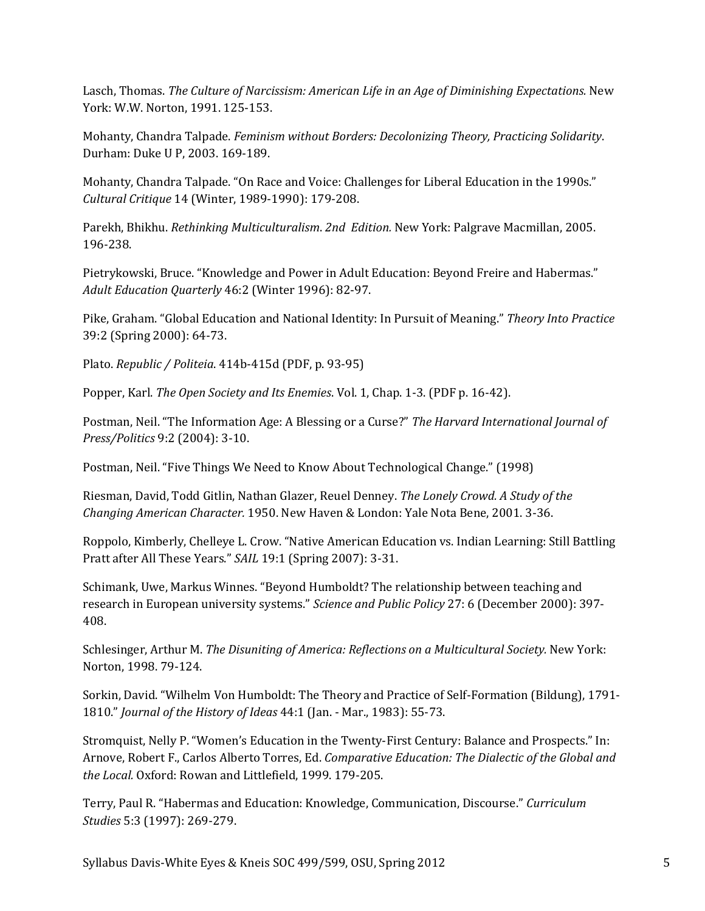Lasch, Thomas. *The Culture of Narcissism: American Life in an Age of Diminishing Expectations.* New York: W.W. Norton, 1991. 125-153.

Mohanty, Chandra Talpade. *Feminism without Borders: Decolonizing Theory, Practicing Solidarity*. Durham: Duke U P, 2003. 169-189.

Mohanty, Chandra Talpade. "On Race and Voice: Challenges for Liberal Education in the 1990s." *Cultural Critique* 14 (Winter, 1989-1990): 179-208.

Parekh, Bhikhu. *Rethinking Multiculturalism. 2nd Edition.* New York: Palgrave Macmillan, 2005. 196-238.

Pietrykowski, Bruce. "Knowledge and Power in Adult Education: Beyond Freire and Habermas." *Adult Education Quarterly* 46:2 (Winter 1996): 82-97.

Pike, Graham. "Global Education and National Identity: In Pursuit of Meaning." *Theory Into Practice* 39:2 (Spring 2000): 64-73.

Plato. *Republic / Politeia*. 414b-415d (PDF, p. 93-95)

Popper, Karl. *The Open Society and Its Enemies*. Vol. 1, Chap. 1-3. (PDF p. 16-42).

Postman, Neil. "The Information Age: A Blessing or a Curse?" *The Harvard International Journal of Press/Politics* 9:2 (2004): 3-10.

Postman, Neil. "Five Things We Need to Know About Technological Change." (1998)

Riesman, David, Todd Gitlin, Nathan Glazer, Reuel Denney. *The Lonely Crowd. A Study of the Changing American Character.* 1950. New Haven & London: Yale Nota Bene, 2001. 3-36.

Roppolo, Kimberly, Chelleye L. Crow. "Native American Education vs. Indian Learning: Still Battling Pratt after All These Years." *SAIL* 19:1 (Spring 2007): 3-31.

Schimank, Uwe, Markus Winnes. "Beyond Humboldt? The relationship between teaching and research in European university systems." *Science and Public Policy* 27: 6 (December 2000): 397-408.

Schlesinger, Arthur M. *The Disuniting of America: Reflections on a Multicultural Society.* New York: Norton, 1998. 79-124.

Sorkin, David. "Wilhelm Von Humboldt: The Theory and Practice of Self-Formation (Bildung), 1791-1810." *Journal of the History of Ideas* 44:1 (Jan. - Mar., 1983): 55-73.

Stromquist, Nelly P. "Women's Education in the Twenty-First Century: Balance and Prospects." In: Arnove, Robert F., Carlos Alberto Torres, Ed. *Comparative Education: The Dialectic of the Global and the Local.* Oxford: Rowan and Littlefield, 1999. 179-205.

Terry, Paul R. "Habermas and Education: Knowledge, Communication, Discourse." *Curriculum Studies* 5:3 (1997): 269-279.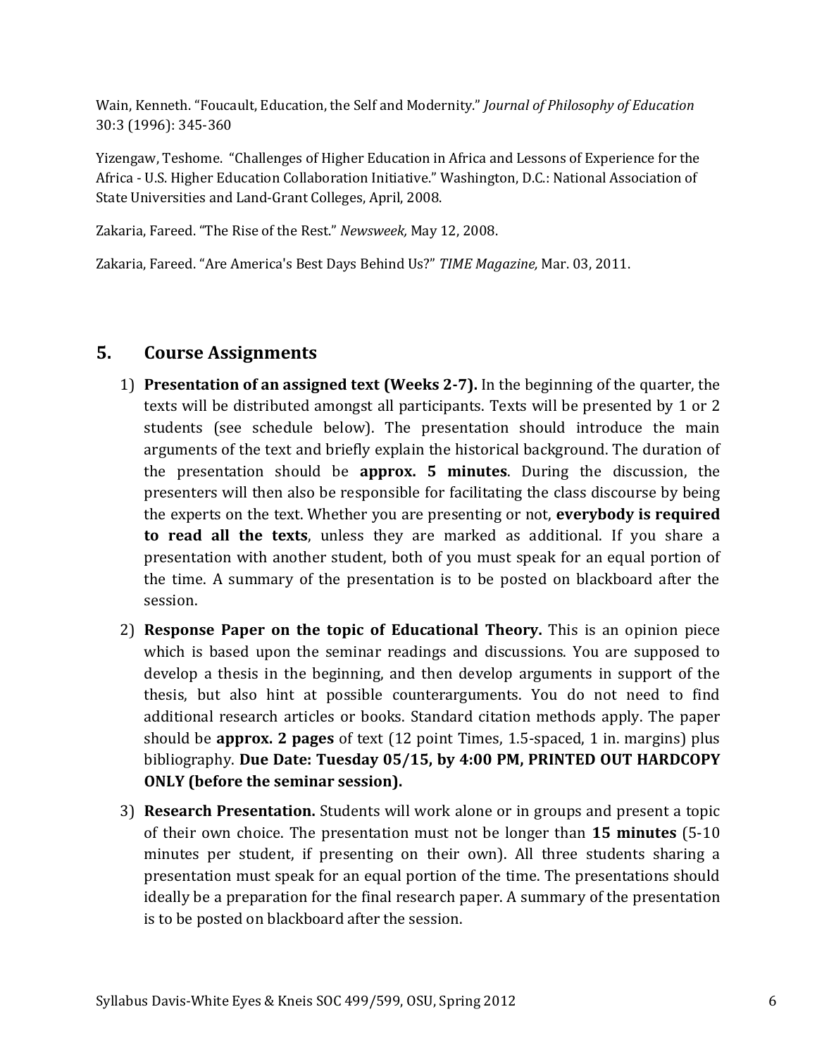Wain, Kenneth. “Foucault, Education, the Self and Modernity.” *Journal of Philosophy of Education* 30:3 (1996): 345-360

Yizengaw, Teshome. “Challenges of Higher Education in Africa and Lessons of Experience for the Africa - U.S. Higher Education Collaboration Initiative.” Washington, D.C.: National Association of State Universities and Land-Grant Colleges, April, 2008.

Zakaria, Fareed. “The Rise of the Rest.” *Newsweek,* May 12, 2008.

Zakaria, Fareed. “Are America's Best Days Behind Us?” *TIME Magazine,* Mar. 03, 2011.

## 5. Course Assignments

1) **Presentation of an assigned text (Weeks 2-7).** In the beginning of the quarter, the texts will be distributed amongst all participants. Texts will be presented by 1 or 2 students (see schedule below). The presentation should introduce the main arguments of the text and briefly explain the historical background. The duration of the presentation should be **approx. 5 minutes**. During the discussion, the presenters will then also be responsible for facilitating the class discourse by being the experts on the text. Whether you are presenting or not, **everybody is required to read all the texts**, unless they are marked as additional. If you share a presentation with another student, both of you must speak for an equal portion of the time. A summary of the presentation is to be posted on blackboard after the session.

2) **Response Paper on the topic of Educational Theory.** This is an opinion piece which is based upon the seminar readings and discussions. You are supposed to develop a thesis in the beginning, and then develop arguments in support of the thesis, but also hint at possible counterarguments. You do not need to find additional research articles or books. Standard citation methods apply. The paper should be **approx. 2 pages** of text (12 point Times, 1.5-spaced, 1 in. margins) plus bibliography. **Due Date: Tuesday 05/15, by 4:00 PM, PRINTED OUT HARDCOPY ONLY (before the seminar session).**

3) **Research Presentation.** Students will work alone or in groups and present a topic of their own choice. The presentation must not be longer than **15 minutes** (5-10 minutes per student, if presenting on their own). All three students sharing a presentation must speak for an equal portion of the time. The presentations should ideally be a preparation for the final research paper. A summary of the presentation is to be posted on blackboard after the session.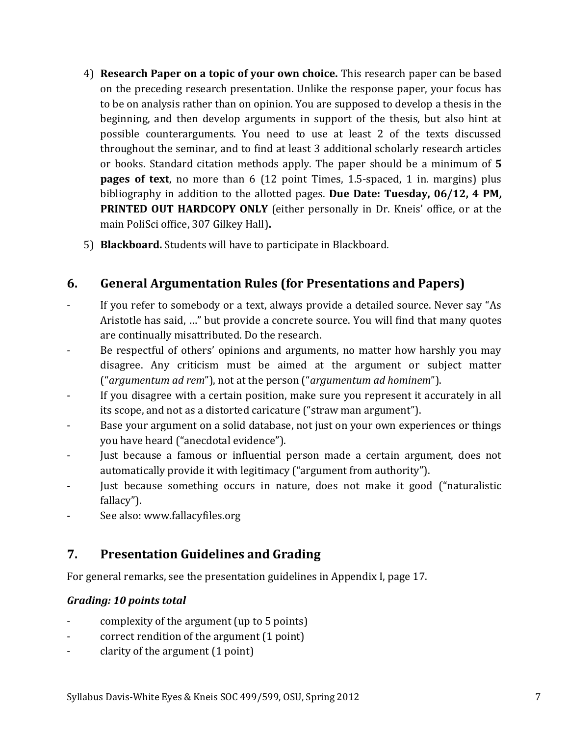4) **Research Paper on a topic of your own choice.** This research paper can be based on the preceding research presentation. Unlike the response paper, your focus has to be on analysis rather than on opinion. You are supposed to develop a thesis in the beginning, and then develop arguments in support of the thesis, but also hint at possible counterarguments. You need to use at least 2 of the texts discussed throughout the seminar, and to find at least 3 additional scholarly research articles or books. Standard citation methods apply. The paper should be a minimum of **5 pages of text**, no more than 6 (12 point Times, 1.5-spaced, 1 in. margins) plus bibliography in addition to the allotted pages. **Due Date: Tuesday, 06/12, 4 PM, PRINTED OUT HARDCOPY ONLY** (either personally in Dr. Kneis' office, or at the main PoliSci office, 307 Gilkey Hall)**.**

5) **Blackboard.** Students will have to participate in Blackboard.

## 6. General Argumentation Rules (for Presentations and Papers)

- If you refer to somebody or a text, always provide a detailed source. Never say "As Aristotle has said, …" but provide a concrete source. You will find that many quotes are continually misattributed. Do the research.
- Be respectful of others' opinions and arguments, no matter how harshly you may disagree. Any criticism must be aimed at the argument or subject matter ("*argumentum ad rem*"), not at the person ("*argumentum ad hominem*").
- If you disagree with a certain position, make sure you represent it accurately in all its scope, and not as a distorted caricature ("straw man argument").
- Base your argument on a solid database, not just on your own experiences or things you have heard ("anecdotal evidence").
- Just because a famous or influential person made a certain argument, does not automatically provide it with legitimacy ("argument from authority").
- Just because something occurs in nature, does not make it good ("naturalistic fallacy").
- See also: www.fallacyfiles.org

## 7. Presentation Guidelines and Grading

For general remarks, see the presentation guidelines in Appendix I, page 17.

***Grading: 10 points total***

- complexity of the argument (up to 5 points)
- correct rendition of the argument (1 point)
- clarity of the argument (1 point)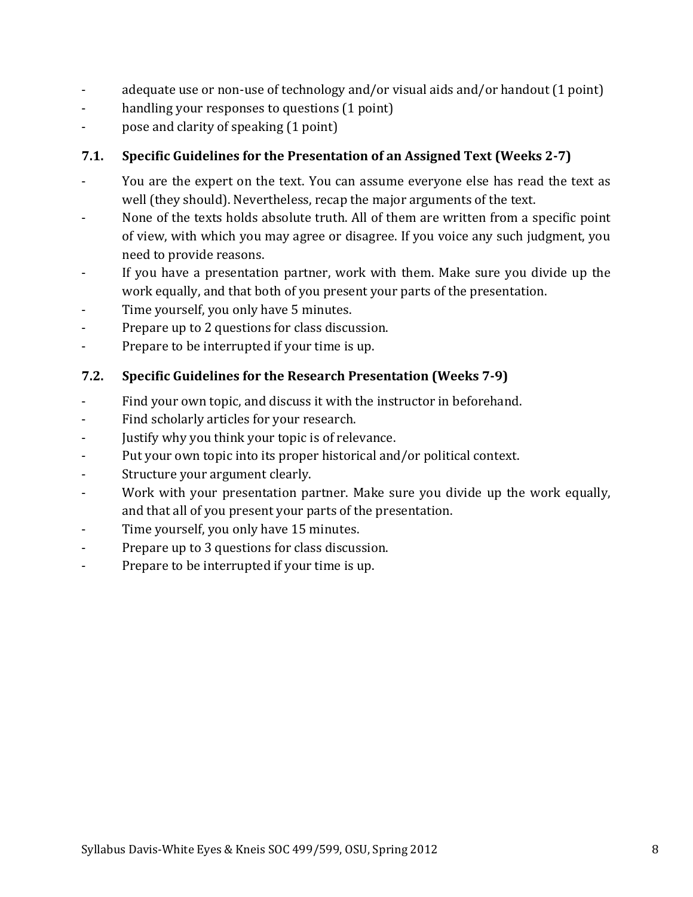- adequate use or non-use of technology and/or visual aids and/or handout (1 point)
- handling your responses to questions (1 point)
- pose and clarity of speaking (1 point)

### 7.1. Specific Guidelines for the Presentation of an Assigned Text (Weeks 2-7)

- You are the expert on the text. You can assume everyone else has read the text as well (they should). Nevertheless, recap the major arguments of the text.
- None of the texts holds absolute truth. All of them are written from a specific point of view, with which you may agree or disagree. If you voice any such judgment, you need to provide reasons.
- If you have a presentation partner, work with them. Make sure you divide up the work equally, and that both of you present your parts of the presentation.
- Time yourself, you only have 5 minutes.
- Prepare up to 2 questions for class discussion.
- Prepare to be interrupted if your time is up.

### 7.2. Specific Guidelines for the Research Presentation (Weeks 7-9)

- Find your own topic, and discuss it with the instructor in beforehand.
- Find scholarly articles for your research.
- Justify why you think your topic is of relevance.
- Put your own topic into its proper historical and/or political context.
- Structure your argument clearly.
- Work with your presentation partner. Make sure you divide up the work equally, and that all of you present your parts of the presentation.
- Time yourself, you only have 15 minutes.
- Prepare up to 3 questions for class discussion.
- Prepare to be interrupted if your time is up.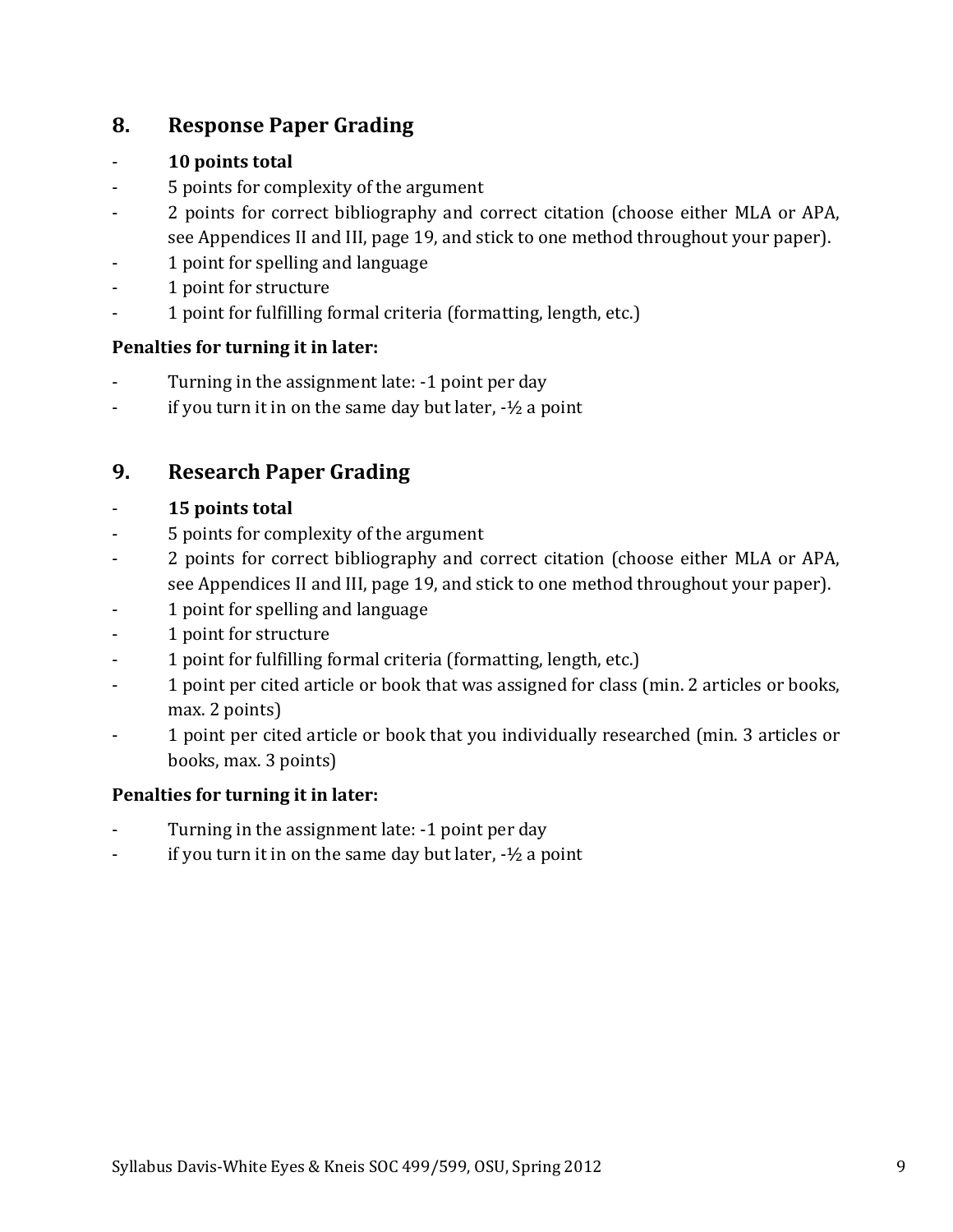## 8. Response Paper Grading

- **10 points total**
- 5 points for complexity of the argument
- 2 points for correct bibliography and correct citation (choose either MLA or APA, see Appendices II and III, page 19, and stick to one method throughout your paper).
- 1 point for spelling and language
- 1 point for structure
- 1 point for fulfilling formal criteria (formatting, length, etc.)

**Penalties for turning it in later:**

- Turning in the assignment late: -1 point per day
- if you turn it in on the same day but later, -½ a point

## 9. Research Paper Grading

- **15 points total**
- 5 points for complexity of the argument
- 2 points for correct bibliography and correct citation (choose either MLA or APA, see Appendices II and III, page 19, and stick to one method throughout your paper).
- 1 point for spelling and language
- 1 point for structure
- 1 point for fulfilling formal criteria (formatting, length, etc.)
- 1 point per cited article or book that was assigned for class (min. 2 articles or books, max. 2 points)
- 1 point per cited article or book that you individually researched (min. 3 articles or books, max. 3 points)

**Penalties for turning it in later:**

- Turning in the assignment late: -1 point per day
- if you turn it in on the same day but later, -½ a point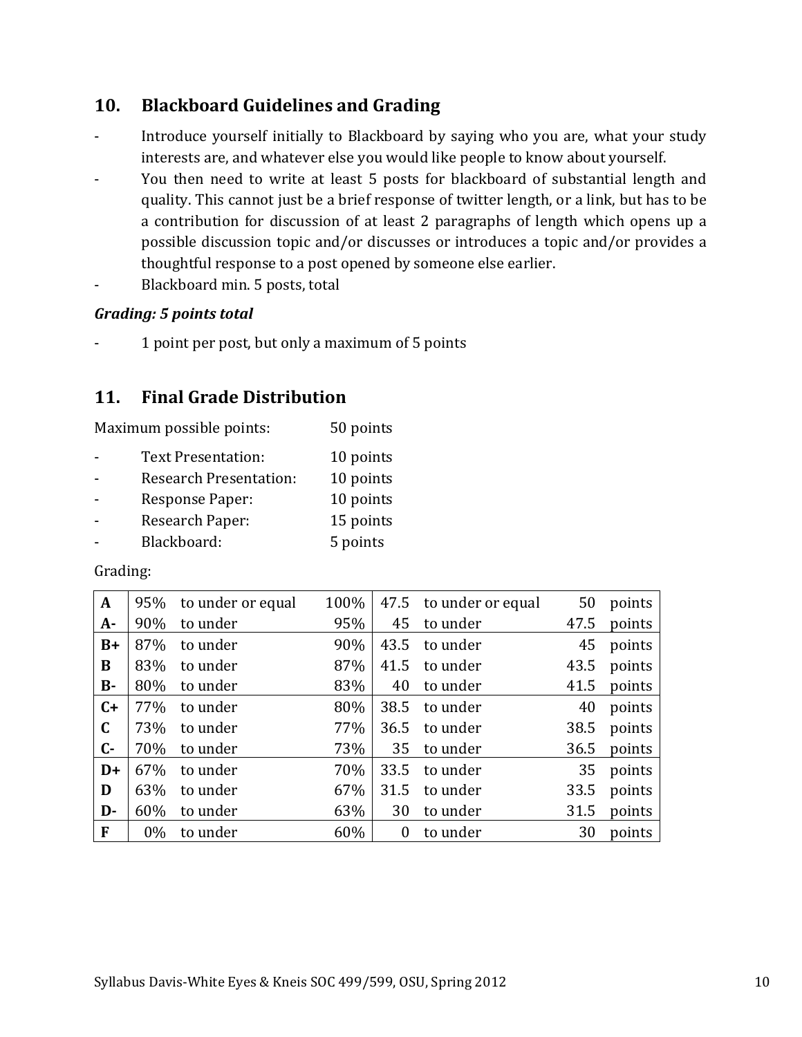## 10. Blackboard Guidelines and Grading

- Introduce yourself initially to Blackboard by saying who you are, what your study interests are, and whatever else you would like people to know about yourself.
- You then need to write at least 5 posts for blackboard of substantial length and quality. This cannot just be a brief response of twitter length, or a link, but has to be a contribution for discussion of at least 2 paragraphs of length which opens up a possible discussion topic and/or discusses or introduces a topic and/or provides a thoughtful response to a post opened by someone else earlier.
- Blackboard min. 5 posts, total

***Grading: 5 points total***

- 1 point per post, but only a maximum of 5 points

## 11. Final Grade Distribution

Maximum possible points: 50 points

- Text Presentation: 10 points
- Research Presentation: 10 points
- Response Paper: 10 points
- Research Paper: 15 points
- Blackboard: 5 points

Grading:

| | | | | | | | |
|---|---|---|---|---|---|---|---|
| **A** | 95% | to under or equal | 100% | 47.5 | to under or equal | 50 | points |
| **A-** | 90% | to under | 95% | 45 | to under | 47.5 | points |
| **B+** | 87% | to under | 90% | 43.5 | to under | 45 | points |
| **B** | 83% | to under | 87% | 41.5 | to under | 43.5 | points |
| **B-** | 80% | to under | 83% | 40 | to under | 41.5 | points |
| **C+** | 77% | to under | 80% | 38.5 | to under | 40 | points |
| **C** | 73% | to under | 77% | 36.5 | to under | 38.5 | points |
| **C-** | 70% | to under | 73% | 35 | to under | 36.5 | points |
| **D+** | 67% | to under | 70% | 33.5 | to under | 35 | points |
| **D** | 63% | to under | 67% | 31.5 | to under | 33.5 | points |
| **D-** | 60% | to under | 63% | 30 | to under | 31.5 | points |
| **F** | 0% | to under | 60% | 0 | to under | 30 | points |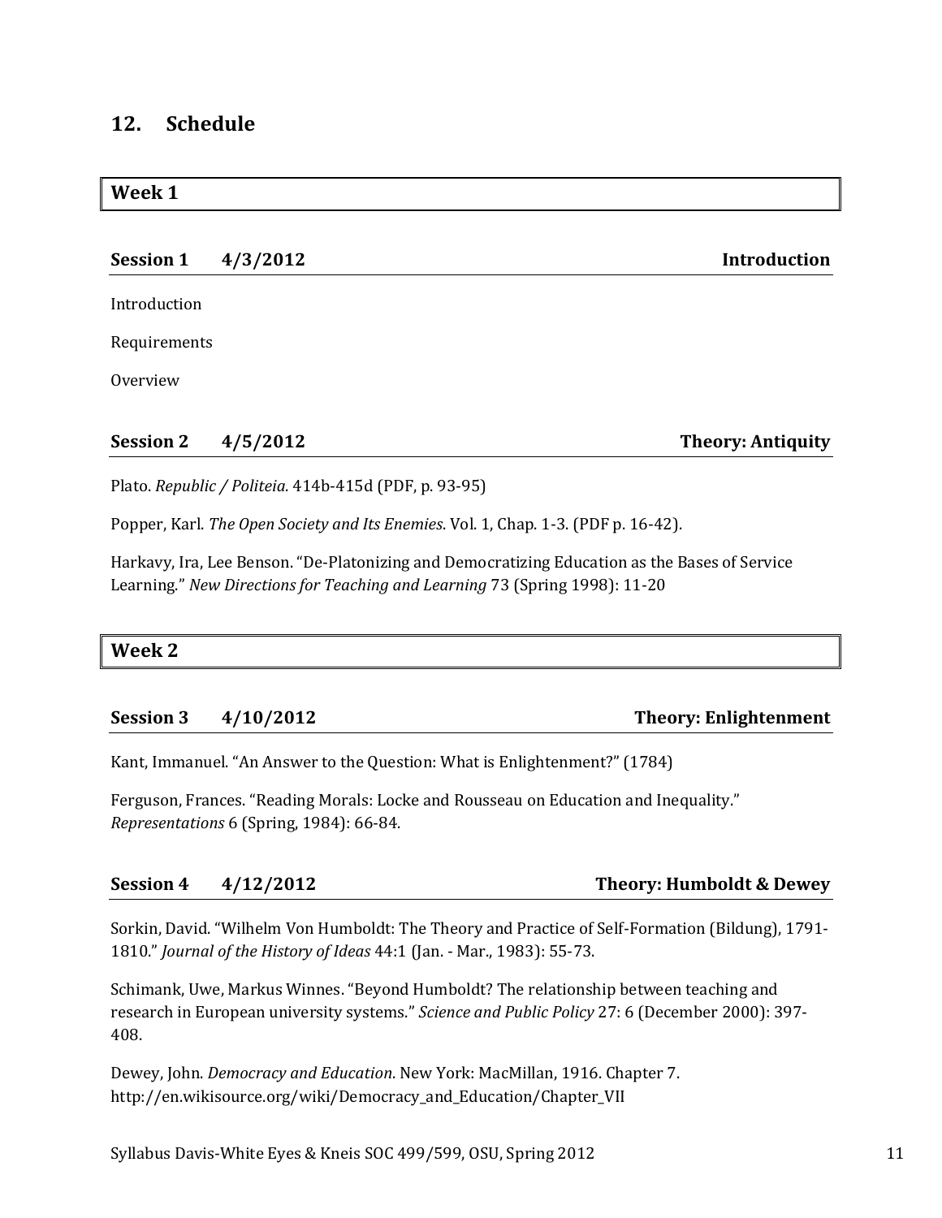## 12. Schedule

### Week 1

**Session 1 4/3/2012 Introduction**

Introduction

Requirements

Overview

**Session 2 4/5/2012 Theory: Antiquity**

Plato. *Republic / Politeia*. 414b-415d (PDF, p. 93-95)

Popper, Karl. *The Open Society and Its Enemies*. Vol. 1, Chap. 1-3. (PDF p. 16-42).

Harkavy, Ira, Lee Benson. "De-Platonizing and Democratizing Education as the Bases of Service Learning." *New Directions for Teaching and Learning* 73 (Spring 1998): 11-20

### Week 2

**Session 3 4/10/2012 Theory: Enlightenment**

Kant, Immanuel. "An Answer to the Question: What is Enlightenment?" (1784)

Ferguson, Frances. "Reading Morals: Locke and Rousseau on Education and Inequality." *Representations* 6 (Spring, 1984): 66-84.

**Session 4 4/12/2012 Theory: Humboldt & Dewey**

Sorkin, David. "Wilhelm Von Humboldt: The Theory and Practice of Self-Formation (Bildung), 1791-1810." *Journal of the History of Ideas* 44:1 (Jan. - Mar., 1983): 55-73.

Schimank, Uwe, Markus Winnes. "Beyond Humboldt? The relationship between teaching and research in European university systems." *Science and Public Policy* 27: 6 (December 2000): 397-408.

Dewey, John. *Democracy and Education*. New York: MacMillan, 1916. Chapter 7. http://en.wikisource.org/wiki/Democracy_and_Education/Chapter_VII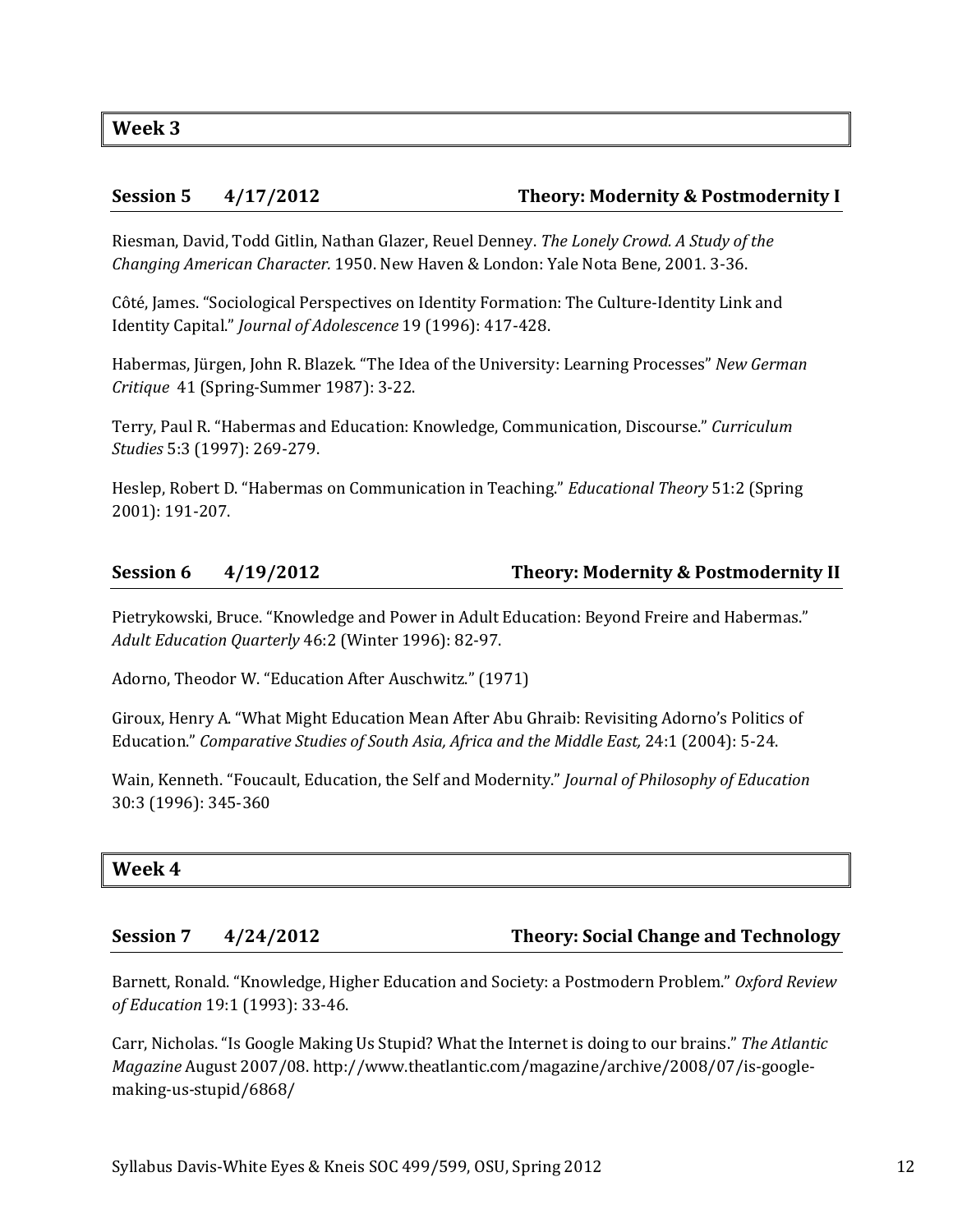## Week 3

### Session 5 4/17/2012 Theory: Modernity & Postmodernity I

Riesman, David, Todd Gitlin, Nathan Glazer, Reuel Denney. *The Lonely Crowd. A Study of the Changing American Character.* 1950. New Haven & London: Yale Nota Bene, 2001. 3-36.

Côté, James. "Sociological Perspectives on Identity Formation: The Culture-Identity Link and Identity Capital." *Journal of Adolescence* 19 (1996): 417-428.

Habermas, Jürgen, John R. Blazek. "The Idea of the University: Learning Processes" *New German Critique* 41 (Spring-Summer 1987): 3-22.

Terry, Paul R. "Habermas and Education: Knowledge, Communication, Discourse." *Curriculum Studies* 5:3 (1997): 269-279.

Heslep, Robert D. "Habermas on Communication in Teaching." *Educational Theory* 51:2 (Spring 2001): 191-207.

### Session 6 4/19/2012 Theory: Modernity & Postmodernity II

Pietrykowski, Bruce. "Knowledge and Power in Adult Education: Beyond Freire and Habermas." *Adult Education Quarterly* 46:2 (Winter 1996): 82-97.

Adorno, Theodor W. "Education After Auschwitz." (1971)

Giroux, Henry A. "What Might Education Mean After Abu Ghraib: Revisiting Adorno's Politics of Education." *Comparative Studies of South Asia, Africa and the Middle East,* 24:1 (2004): 5-24.

Wain, Kenneth. "Foucault, Education, the Self and Modernity." *Journal of Philosophy of Education* 30:3 (1996): 345-360

## Week 4

### Session 7 4/24/2012 Theory: Social Change and Technology

Barnett, Ronald. "Knowledge, Higher Education and Society: a Postmodern Problem." *Oxford Review of Education* 19:1 (1993): 33-46.

Carr, Nicholas. "Is Google Making Us Stupid? What the Internet is doing to our brains." *The Atlantic Magazine* August 2007/08. http://www.theatlantic.com/magazine/archive/2008/07/is-google-making-us-stupid/6868/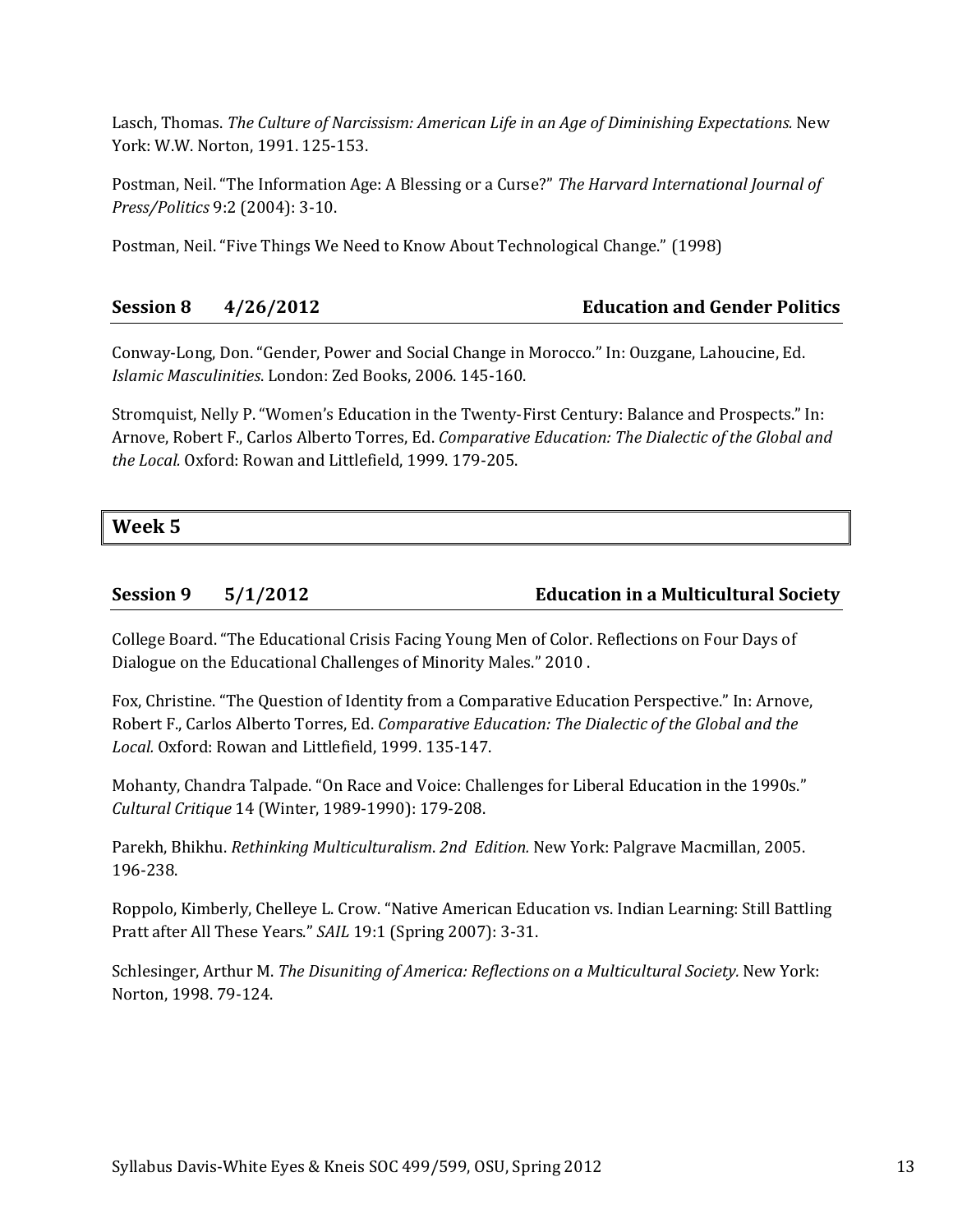Lasch, Thomas. *The Culture of Narcissism: American Life in an Age of Diminishing Expectations.* New York: W.W. Norton, 1991. 125-153.

Postman, Neil. "The Information Age: A Blessing or a Curse?" *The Harvard International Journal of Press/Politics* 9:2 (2004): 3-10.

Postman, Neil. "Five Things We Need to Know About Technological Change." (1998)

### Session 8 4/26/2012 Education and Gender Politics

Conway-Long, Don. "Gender, Power and Social Change in Morocco." In: Ouzgane, Lahoucine, Ed. *Islamic Masculinities*. London: Zed Books, 2006. 145-160.

Stromquist, Nelly P. "Women's Education in the Twenty-First Century: Balance and Prospects." In: Arnove, Robert F., Carlos Alberto Torres, Ed. *Comparative Education: The Dialectic of the Global and the Local.* Oxford: Rowan and Littlefield, 1999. 179-205.

## Week 5

### Session 9 5/1/2012 Education in a Multicultural Society

College Board. "The Educational Crisis Facing Young Men of Color. Reflections on Four Days of Dialogue on the Educational Challenges of Minority Males." 2010 .

Fox, Christine. "The Question of Identity from a Comparative Education Perspective." In: Arnove, Robert F., Carlos Alberto Torres, Ed. *Comparative Education: The Dialectic of the Global and the Local.* Oxford: Rowan and Littlefield, 1999. 135-147.

Mohanty, Chandra Talpade. "On Race and Voice: Challenges for Liberal Education in the 1990s." *Cultural Critique* 14 (Winter, 1989-1990): 179-208.

Parekh, Bhikhu. *Rethinking Multiculturalism. 2nd Edition.* New York: Palgrave Macmillan, 2005. 196-238.

Roppolo, Kimberly, Chelleye L. Crow. "Native American Education vs. Indian Learning: Still Battling Pratt after All These Years." *SAIL* 19:1 (Spring 2007): 3-31.

Schlesinger, Arthur M. *The Disuniting of America: Reflections on a Multicultural Society.* New York: Norton, 1998. 79-124.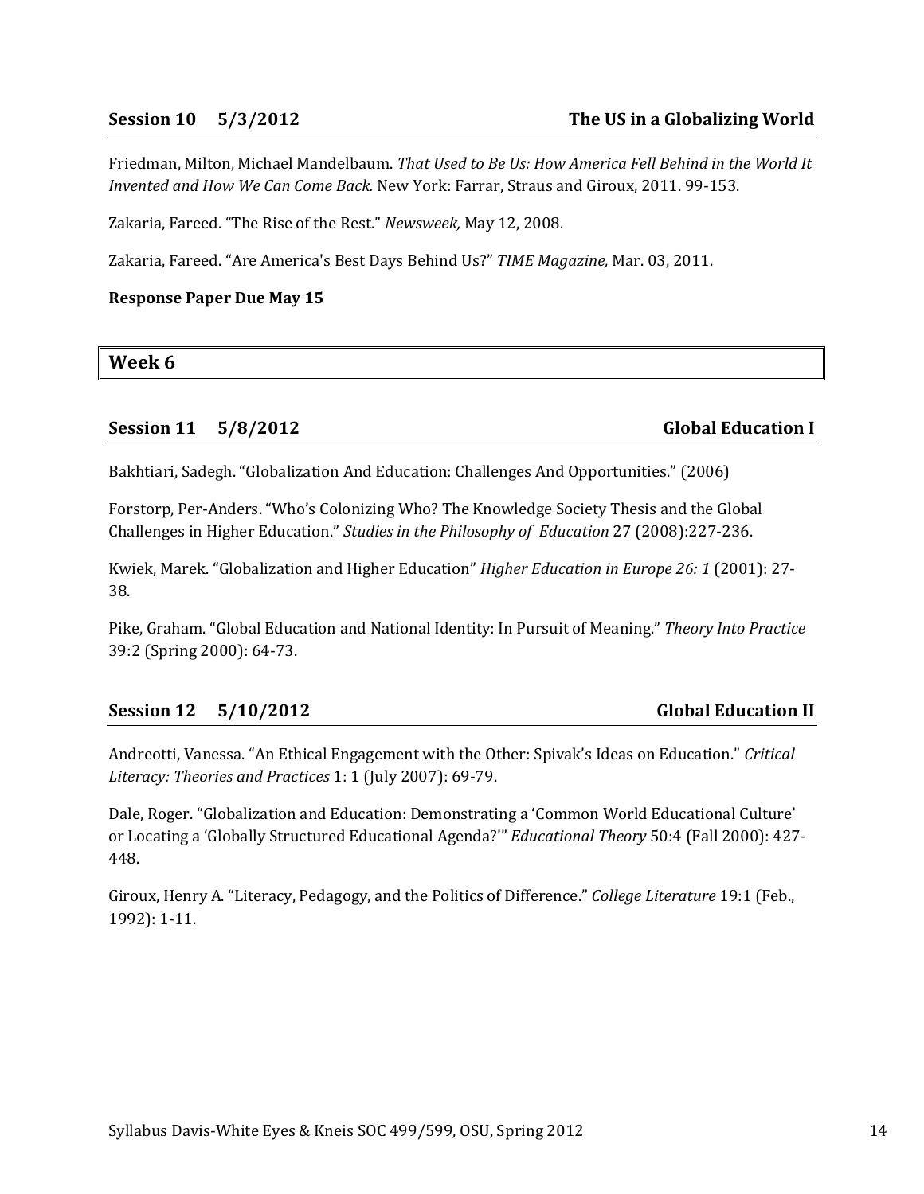### Session 10 5/3/2012 The US in a Globalizing World

Friedman, Milton, Michael Mandelbaum. *That Used to Be Us: How America Fell Behind in the World It Invented and How We Can Come Back.* New York: Farrar, Straus and Giroux, 2011. 99-153.

Zakaria, Fareed. "The Rise of the Rest." *Newsweek,* May 12, 2008.

Zakaria, Fareed. "Are America's Best Days Behind Us?" *TIME Magazine,* Mar. 03, 2011.

**Response Paper Due May 15**

## Week 6

### Session 11 5/8/2012 Global Education I

Bakhtiari, Sadegh. "Globalization And Education: Challenges And Opportunities." (2006)

Forstorp, Per-Anders. "Who's Colonizing Who? The Knowledge Society Thesis and the Global Challenges in Higher Education." *Studies in the Philosophy of Education* 27 (2008):227-236.

Kwiek, Marek. "Globalization and Higher Education" *Higher Education in Europe 26: 1* (2001): 27-38.

Pike, Graham. "Global Education and National Identity: In Pursuit of Meaning." *Theory Into Practice* 39:2 (Spring 2000): 64-73.

### Session 12 5/10/2012 Global Education II

Andreotti, Vanessa. "An Ethical Engagement with the Other: Spivak's Ideas on Education." *Critical Literacy: Theories and Practices* 1: 1 (July 2007): 69-79.

Dale, Roger. "Globalization and Education: Demonstrating a 'Common World Educational Culture' or Locating a 'Globally Structured Educational Agenda?'" *Educational Theory* 50:4 (Fall 2000): 427-448.

Giroux, Henry A. "Literacy, Pedagogy, and the Politics of Difference." *College Literature* 19:1 (Feb., 1992): 1-11.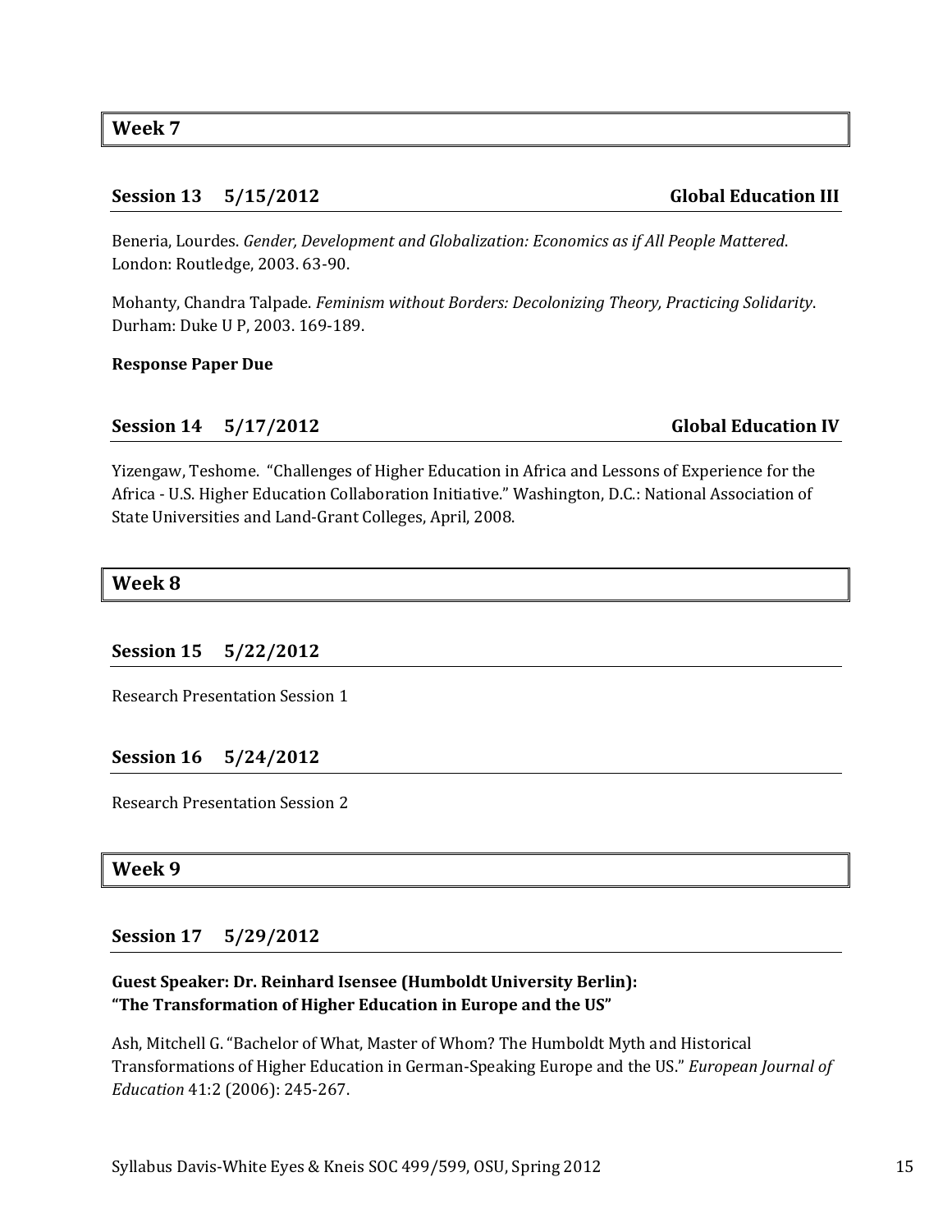## Week 7

### Session 13 5/15/2012 Global Education III

Beneria, Lourdes. *Gender, Development and Globalization: Economics as if All People Mattered*. London: Routledge, 2003. 63-90.

Mohanty, Chandra Talpade. *Feminism without Borders: Decolonizing Theory, Practicing Solidarity*. Durham: Duke U P, 2003. 169-189.

**Response Paper Due**

### Session 14 5/17/2012 Global Education IV

Yizengaw, Teshome. "Challenges of Higher Education in Africa and Lessons of Experience for the Africa - U.S. Higher Education Collaboration Initiative." Washington, D.C.: National Association of State Universities and Land-Grant Colleges, April, 2008.

## Week 8

### Session 15 5/22/2012

Research Presentation Session 1

### Session 16 5/24/2012

Research Presentation Session 2

## Week 9

### Session 17 5/29/2012

**Guest Speaker: Dr. Reinhard Isensee (Humboldt University Berlin): "The Transformation of Higher Education in Europe and the US"**

Ash, Mitchell G. "Bachelor of What, Master of Whom? The Humboldt Myth and Historical Transformations of Higher Education in German-Speaking Europe and the US." *European Journal of Education* 41:2 (2006): 245-267.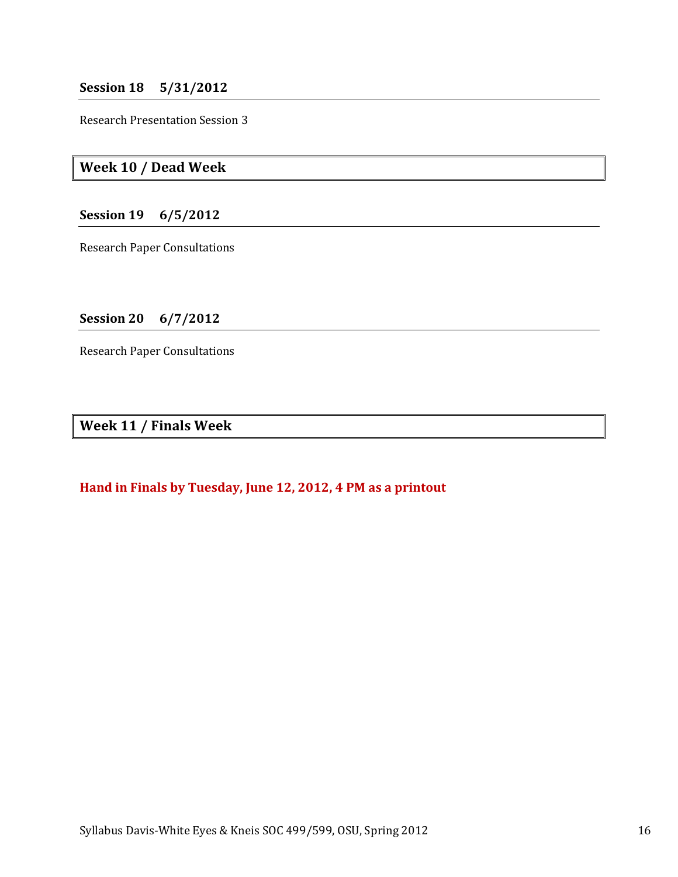### Session 18 5/31/2012

Research Presentation Session 3

## Week 10 / Dead Week

### Session 19 6/5/2012

Research Paper Consultations

### Session 20 6/7/2012

Research Paper Consultations

## Week 11 / Finals Week

**Hand in Finals by Tuesday, June 12, 2012, 4 PM as a printout**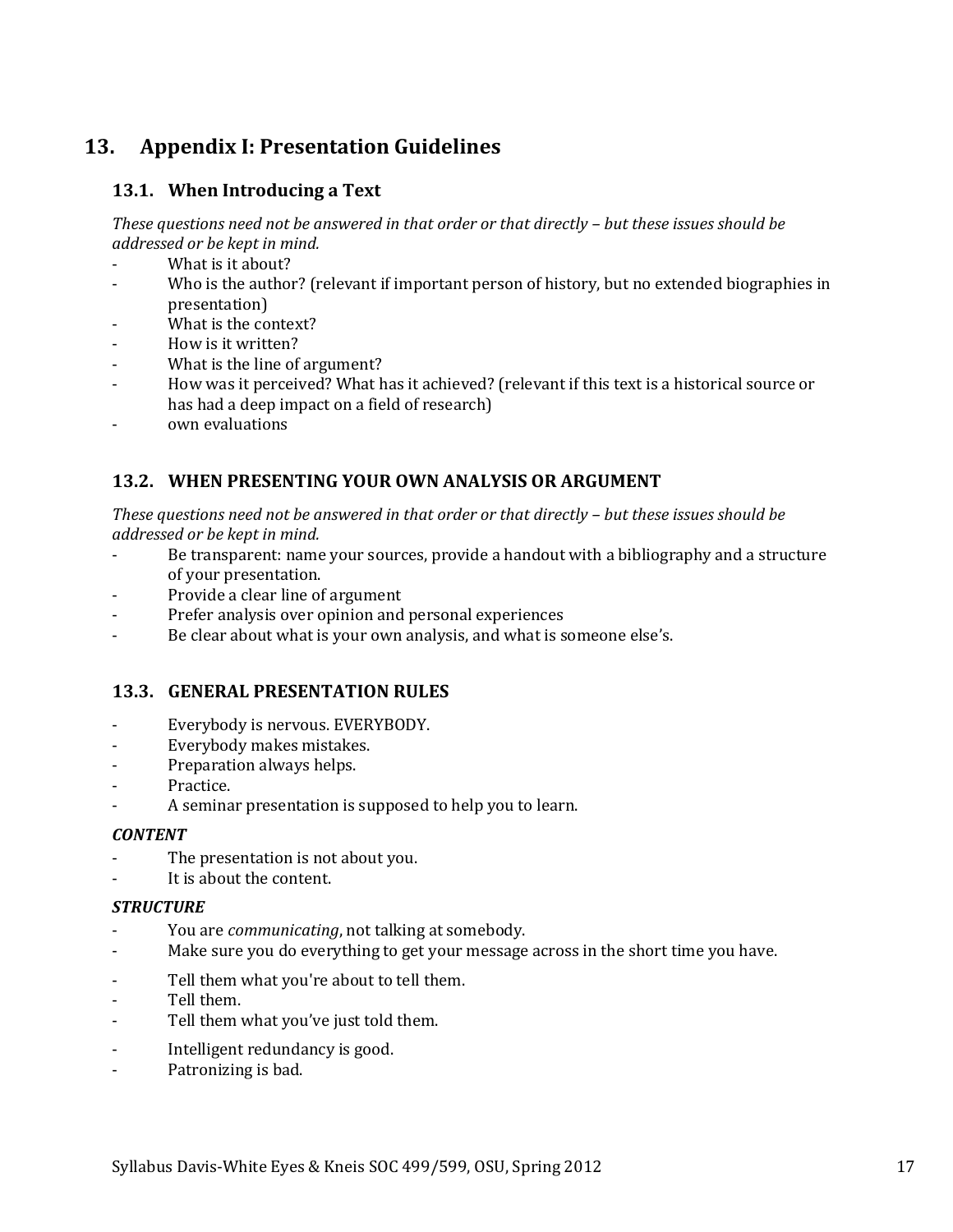## 13. Appendix I: Presentation Guidelines

### 13.1. When Introducing a Text

*These questions need not be answered in that order or that directly – but these issues should be addressed or be kept in mind.*

- What is it about?
- Who is the author? (relevant if important person of history, but no extended biographies in presentation)
- What is the context?
- How is it written?
- What is the line of argument?
- How was it perceived? What has it achieved? (relevant if this text is a historical source or has had a deep impact on a field of research)
- own evaluations

### 13.2. WHEN PRESENTING YOUR OWN ANALYSIS OR ARGUMENT

*These questions need not be answered in that order or that directly – but these issues should be addressed or be kept in mind.*

- Be transparent: name your sources, provide a handout with a bibliography and a structure of your presentation.
- Provide a clear line of argument
- Prefer analysis over opinion and personal experiences
- Be clear about what is your own analysis, and what is someone else's.

### 13.3. GENERAL PRESENTATION RULES

- Everybody is nervous. EVERYBODY.
- Everybody makes mistakes.
- Preparation always helps.
- Practice.
- A seminar presentation is supposed to help you to learn.

***CONTENT***

- The presentation is not about you.
- It is about the content.

***STRUCTURE***

- You are *communicating*, not talking at somebody.
- Make sure you do everything to get your message across in the short time you have.

- Tell them what you're about to tell them.
- Tell them.
- Tell them what you've just told them.

- Intelligent redundancy is good.
- Patronizing is bad.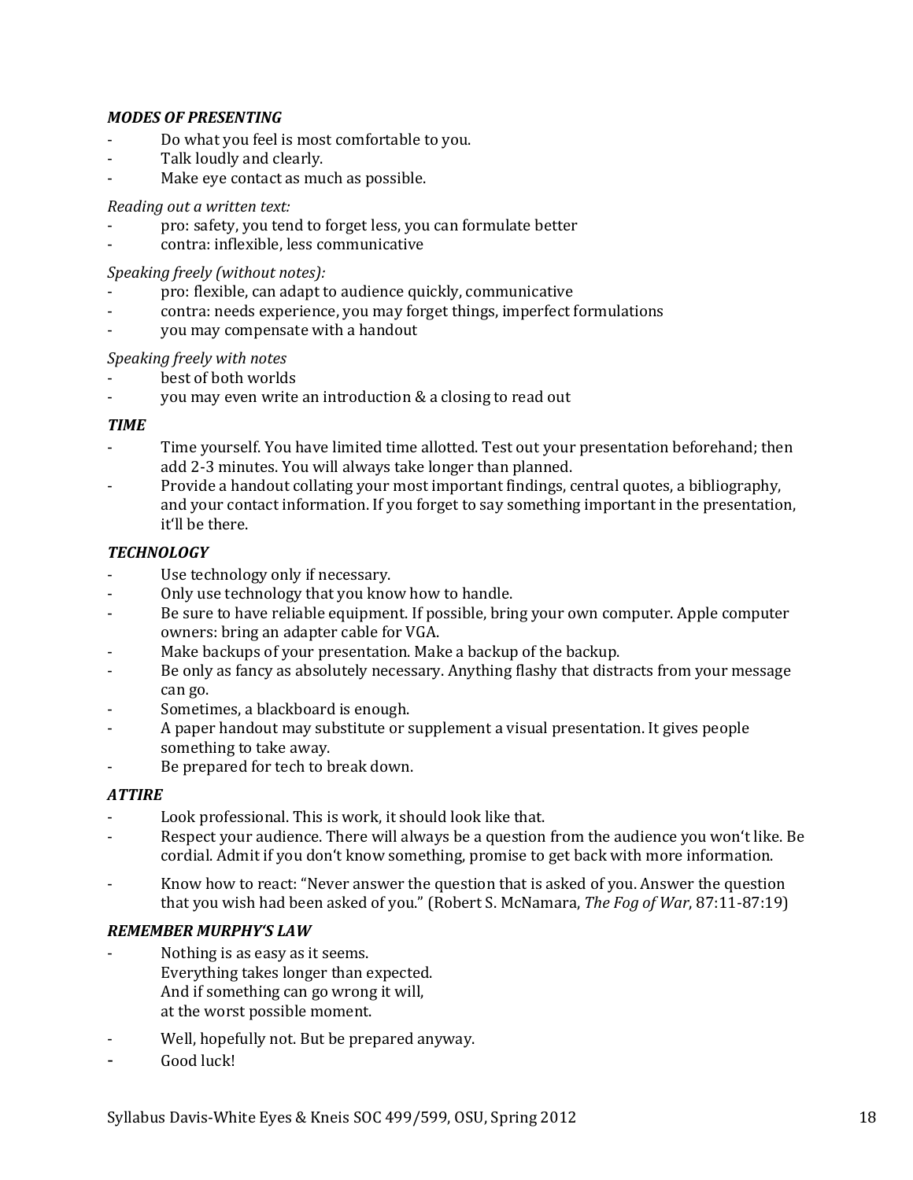***MODES OF PRESENTING***

- Do what you feel is most comfortable to you.
- Talk loudly and clearly.
- Make eye contact as much as possible.

*Reading out a written text:*

- pro: safety, you tend to forget less, you can formulate better
- contra: inflexible, less communicative

*Speaking freely (without notes):*

- pro: flexible, can adapt to audience quickly, communicative
- contra: needs experience, you may forget things, imperfect formulations
- you may compensate with a handout

*Speaking freely with notes*

- best of both worlds
- you may even write an introduction & a closing to read out

***TIME***

- Time yourself. You have limited time allotted. Test out your presentation beforehand; then add 2-3 minutes. You will always take longer than planned.
- Provide a handout collating your most important findings, central quotes, a bibliography, and your contact information. If you forget to say something important in the presentation, it'll be there.

***TECHNOLOGY***

- Use technology only if necessary.
- Only use technology that you know how to handle.
- Be sure to have reliable equipment. If possible, bring your own computer. Apple computer owners: bring an adapter cable for VGA.
- Make backups of your presentation. Make a backup of the backup.
- Be only as fancy as absolutely necessary. Anything flashy that distracts from your message can go.
- Sometimes, a blackboard is enough.
- A paper handout may substitute or supplement a visual presentation. It gives people something to take away.
- Be prepared for tech to break down.

***ATTIRE***

- Look professional. This is work, it should look like that.
- Respect your audience. There will always be a question from the audience you won't like. Be cordial. Admit if you don't know something, promise to get back with more information.
- Know how to react: "Never answer the question that is asked of you. Answer the question that you wish had been asked of you." (Robert S. McNamara, *The Fog of War*, 87:11-87:19)

***REMEMBER MURPHY'S LAW***

- Nothing is as easy as it seems.  
  Everything takes longer than expected.  
  And if something can go wrong it will,  
  at the worst possible moment.
- Well, hopefully not. But be prepared anyway.
- Good luck!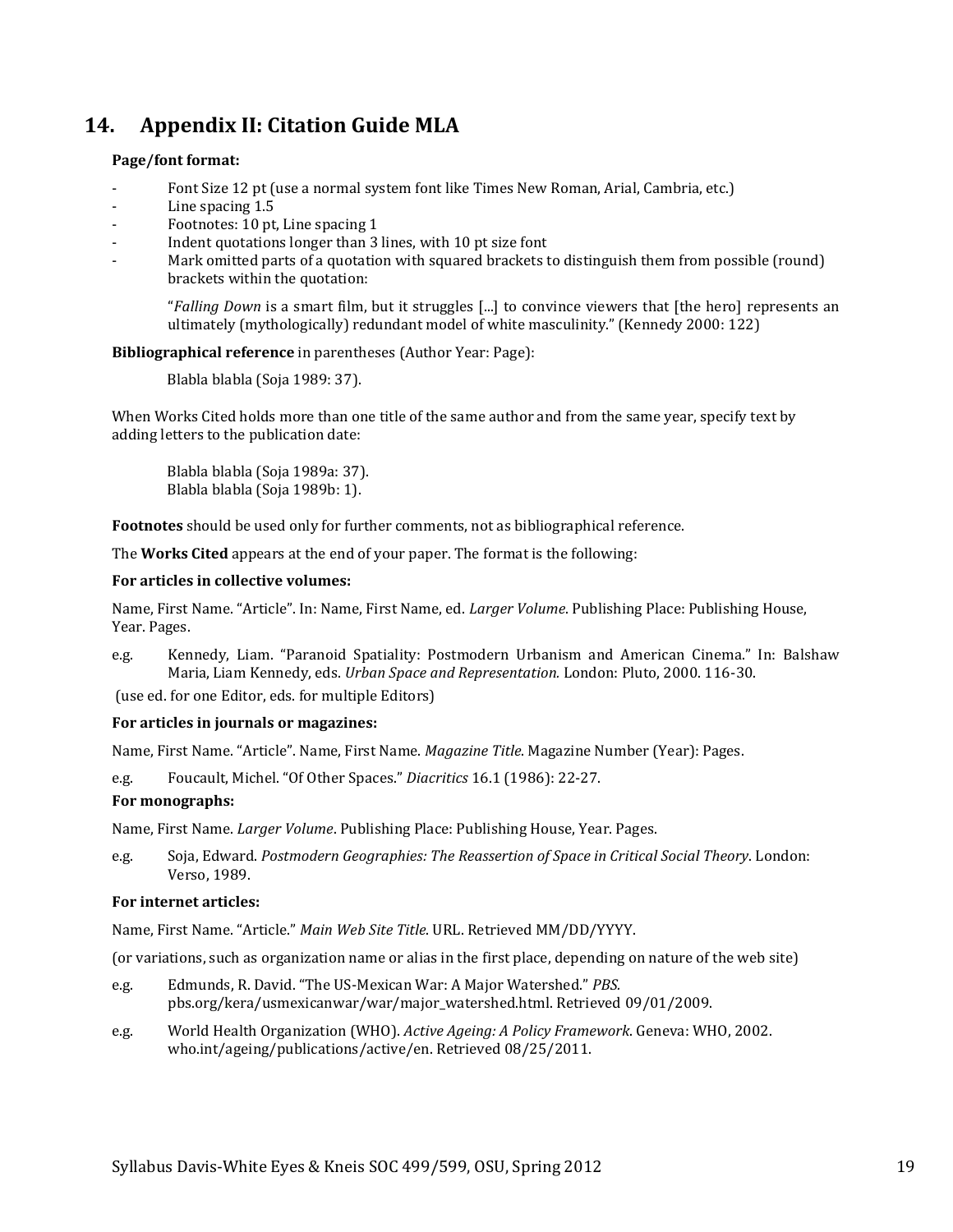## 14. Appendix II: Citation Guide MLA

**Page/font format:**

- Font Size 12 pt (use a normal system font like Times New Roman, Arial, Cambria, etc.)
- Line spacing 1.5
- Footnotes: 10 pt, Line spacing 1
- Indent quotations longer than 3 lines, with 10 pt size font
- Mark omitted parts of a quotation with squared brackets to distinguish them from possible (round) brackets within the quotation:

> "*Falling Down* is a smart film, but it struggles [...] to convince viewers that [the hero] represents an ultimately (mythologically) redundant model of white masculinity." (Kennedy 2000: 122)

**Bibliographical reference** in parentheses (Author Year: Page):

> Blabla blabla (Soja 1989: 37).

When Works Cited holds more than one title of the same author and from the same year, specify text by adding letters to the publication date:

> Blabla blabla (Soja 1989a: 37).
> Blabla blabla (Soja 1989b: 1).

**Footnotes** should be used only for further comments, not as bibliographical reference.

The **Works Cited** appears at the end of your paper. The format is the following:

**For articles in collective volumes:**

Name, First Name. "Article". In: Name, First Name, ed. *Larger Volume*. Publishing Place: Publishing House, Year. Pages.

e.g. Kennedy, Liam. "Paranoid Spatiality: Postmodern Urbanism and American Cinema." In: Balshaw Maria, Liam Kennedy, eds. *Urban Space and Representation.* London: Pluto, 2000. 116-30.

(use ed. for one Editor, eds. for multiple Editors)

**For articles in journals or magazines:**

Name, First Name. "Article". Name, First Name. *Magazine Title*. Magazine Number (Year): Pages.

e.g. Foucault, Michel. "Of Other Spaces." *Diacritics* 16.1 (1986): 22-27.

**For monographs:**

Name, First Name. *Larger Volume*. Publishing Place: Publishing House, Year. Pages.

e.g. Soja, Edward. *Postmodern Geographies: The Reassertion of Space in Critical Social Theory*. London: Verso, 1989.

**For internet articles:**

Name, First Name. "Article." *Main Web Site Title*. URL. Retrieved MM/DD/YYYY.

(or variations, such as organization name or alias in the first place, depending on nature of the web site)

e.g. Edmunds, R. David. "The US-Mexican War: A Major Watershed." *PBS*. pbs.org/kera/usmexicanwar/war/major_watershed.html. Retrieved 09/01/2009.

e.g. World Health Organization (WHO). *Active Ageing: A Policy Framework*. Geneva: WHO, 2002. who.int/ageing/publications/active/en. Retrieved 08/25/2011.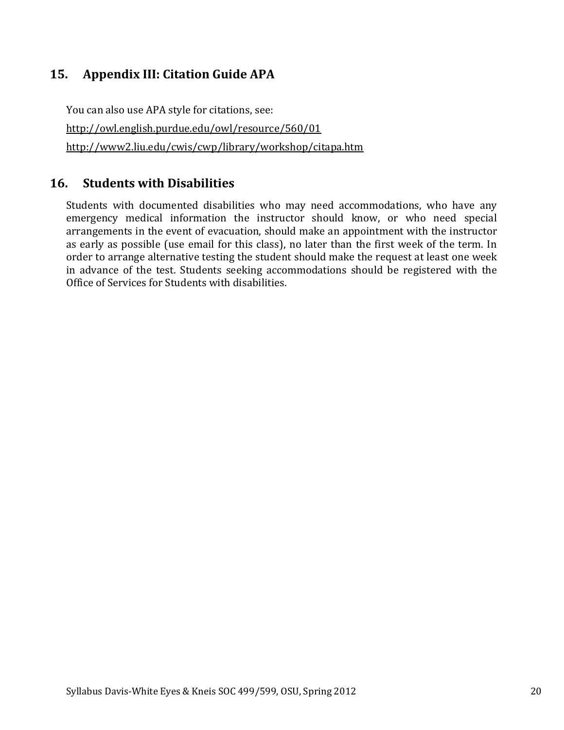## 15. Appendix III: Citation Guide APA

You can also use APA style for citations, see:

http://owl.english.purdue.edu/owl/resource/560/01

http://www2.liu.edu/cwis/cwp/library/workshop/citapa.htm

## 16. Students with Disabilities

Students with documented disabilities who may need accommodations, who have any emergency medical information the instructor should know, or who need special arrangements in the event of evacuation, should make an appointment with the instructor as early as possible (use email for this class), no later than the first week of the term. In order to arrange alternative testing the student should make the request at least one week in advance of the test. Students seeking accommodations should be registered with the Office of Services for Students with disabilities.